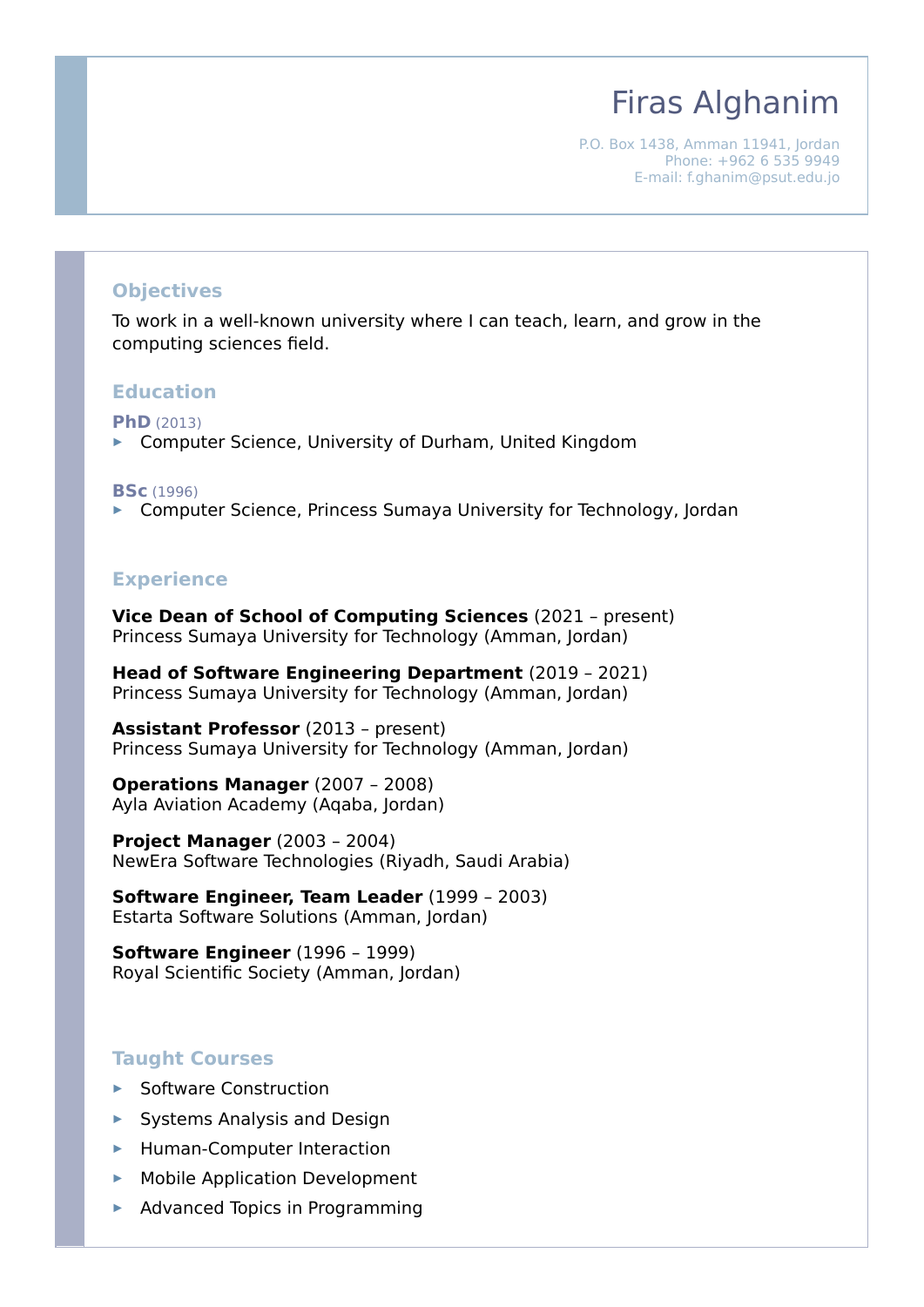# Firas Alghanim

P.O. Box 1438, Amman 11941, Jordan
Phone: +962 6 535 9949
E-mail: f.ghanim@psut.edu.jo

## Objectives

To work in a well-known university where I can teach, learn, and grow in the computing sciences field.

## Education

**PhD** (2013)

- Computer Science, University of Durham, United Kingdom

**BSc** (1996)

- Computer Science, Princess Sumaya University for Technology, Jordan

## Experience

**Vice Dean of School of Computing Sciences** (2021 – present)
Princess Sumaya University for Technology (Amman, Jordan)

**Head of Software Engineering Department** (2019 – 2021)
Princess Sumaya University for Technology (Amman, Jordan)

**Assistant Professor** (2013 – present)
Princess Sumaya University for Technology (Amman, Jordan)

**Operations Manager** (2007 – 2008)
Ayla Aviation Academy (Aqaba, Jordan)

**Project Manager** (2003 – 2004)
NewEra Software Technologies (Riyadh, Saudi Arabia)

**Software Engineer, Team Leader** (1999 – 2003)
Estarta Software Solutions (Amman, Jordan)

**Software Engineer** (1996 – 1999)
Royal Scientific Society (Amman, Jordan)

## Taught Courses

- Software Construction
- Systems Analysis and Design
- Human-Computer Interaction
- Mobile Application Development
- Advanced Topics in Programming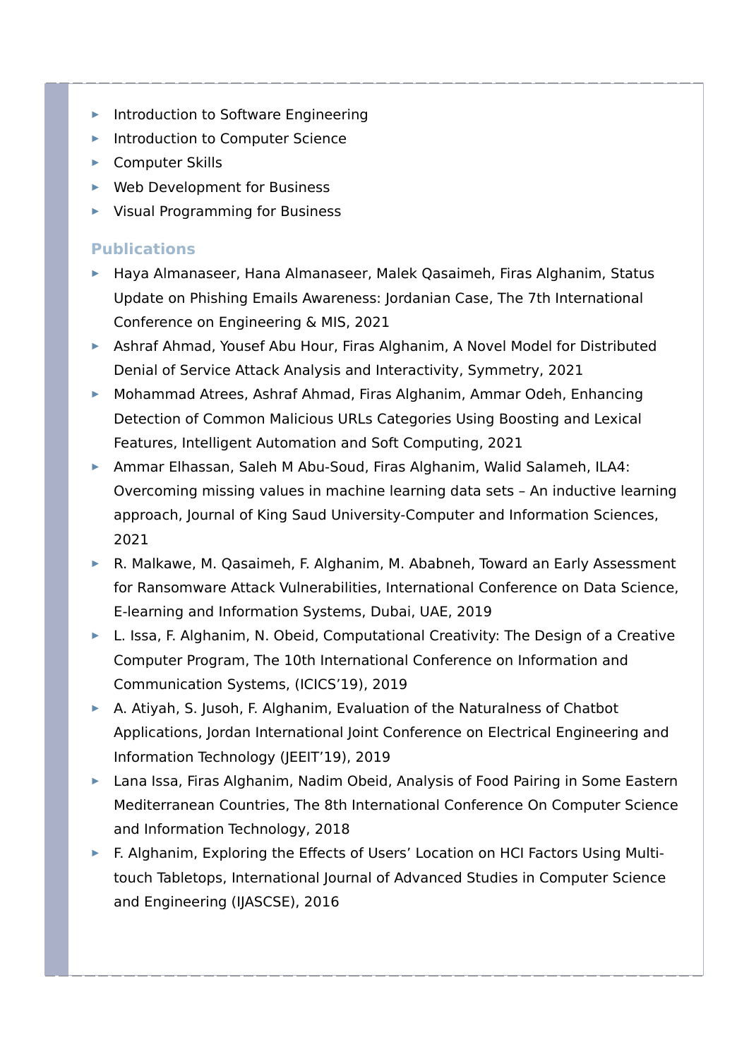- Introduction to Software Engineering
- Introduction to Computer Science
- Computer Skills
- Web Development for Business
- Visual Programming for Business

### Publications

- Haya Almanaseer, Hana Almanaseer, Malek Qasaimeh, Firas Alghanim, Status Update on Phishing Emails Awareness: Jordanian Case, The 7th International Conference on Engineering & MIS, 2021
- Ashraf Ahmad, Yousef Abu Hour, Firas Alghanim, A Novel Model for Distributed Denial of Service Attack Analysis and Interactivity, Symmetry, 2021
- Mohammad Atrees, Ashraf Ahmad, Firas Alghanim, Ammar Odeh, Enhancing Detection of Common Malicious URLs Categories Using Boosting and Lexical Features, Intelligent Automation and Soft Computing, 2021
- Ammar Elhassan, Saleh M Abu-Soud, Firas Alghanim, Walid Salameh, ILA4: Overcoming missing values in machine learning data sets – An inductive learning approach, Journal of King Saud University-Computer and Information Sciences, 2021
- R. Malkawe, M. Qasaimeh, F. Alghanim, M. Ababneh, Toward an Early Assessment for Ransomware Attack Vulnerabilities, International Conference on Data Science, E-learning and Information Systems, Dubai, UAE, 2019
- L. Issa, F. Alghanim, N. Obeid, Computational Creativity: The Design of a Creative Computer Program, The 10th International Conference on Information and Communication Systems, (ICICS'19), 2019
- A. Atiyah, S. Jusoh, F. Alghanim, Evaluation of the Naturalness of Chatbot Applications, Jordan International Joint Conference on Electrical Engineering and Information Technology (JEEIT'19), 2019
- Lana Issa, Firas Alghanim, Nadim Obeid, Analysis of Food Pairing in Some Eastern Mediterranean Countries, The 8th International Conference On Computer Science and Information Technology, 2018
- F. Alghanim, Exploring the Effects of Users' Location on HCI Factors Using Multi-touch Tabletops, International Journal of Advanced Studies in Computer Science and Engineering (IJASCSE), 2016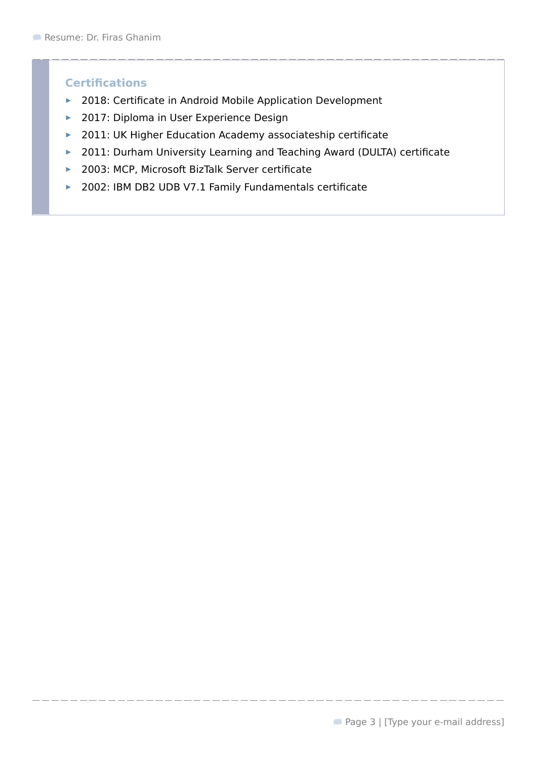## Certifications

- 2018: Certificate in Android Mobile Application Development
- 2017: Diploma in User Experience Design
- 2011: UK Higher Education Academy associateship certificate
- 2011: Durham University Learning and Teaching Award (DULTA) certificate
- 2003: MCP, Microsoft BizTalk Server certificate
- 2002: IBM DB2 UDB V7.1 Family Fundamentals certificate